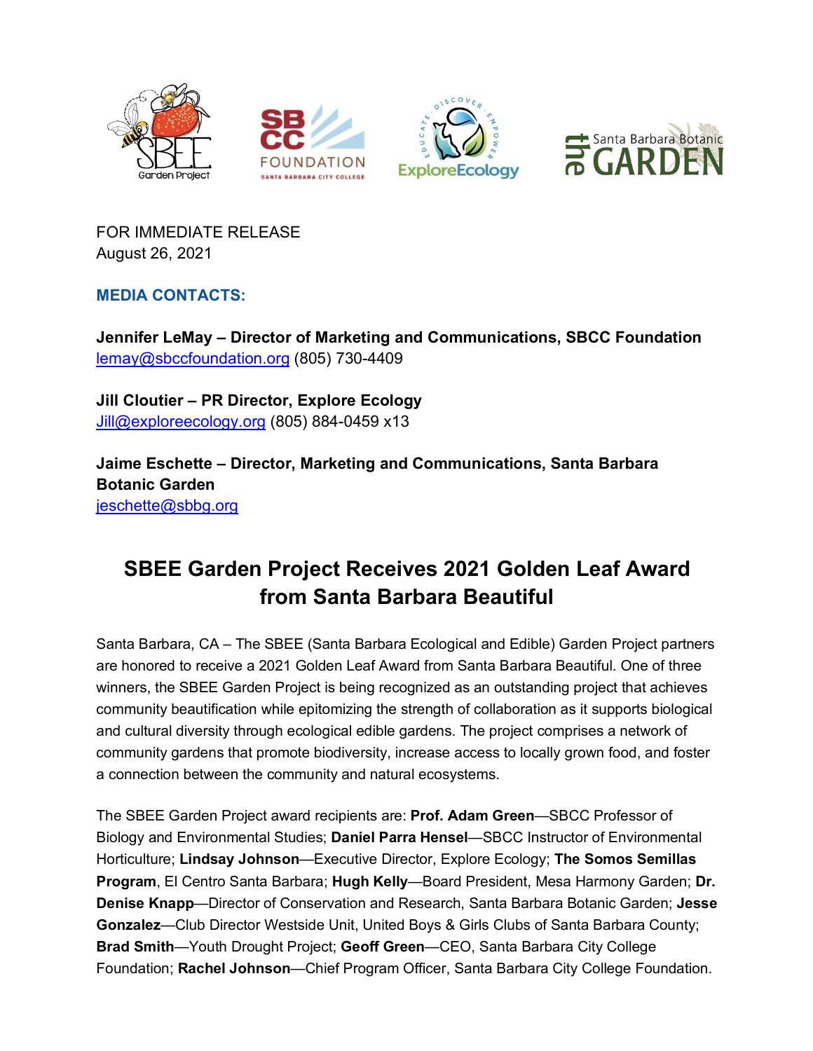FOR IMMEDIATE RELEASE
August 26, 2021

**MEDIA CONTACTS:**

**Jennifer LeMay – Director of Marketing and Communications, SBCC Foundation**
lemay@sbccfoundation.org (805) 730-4409

**Jill Cloutier – PR Director, Explore Ecology**
Jill@exploreecology.org (805) 884-0459 x13

**Jaime Eschette – Director, Marketing and Communications, Santa Barbara Botanic Garden**
jeschette@sbbg.org

# SBEE Garden Project Receives 2021 Golden Leaf Award from Santa Barbara Beautiful

Santa Barbara, CA – The SBEE (Santa Barbara Ecological and Edible) Garden Project partners are honored to receive a 2021 Golden Leaf Award from Santa Barbara Beautiful. One of three winners, the SBEE Garden Project is being recognized as an outstanding project that achieves community beautification while epitomizing the strength of collaboration as it supports biological and cultural diversity through ecological edible gardens. The project comprises a network of community gardens that promote biodiversity, increase access to locally grown food, and foster a connection between the community and natural ecosystems.

The SBEE Garden Project award recipients are: **Prof. Adam Green**—SBCC Professor of Biology and Environmental Studies; **Daniel Parra Hensel**—SBCC Instructor of Environmental Horticulture; **Lindsay Johnson**—Executive Director, Explore Ecology; **The Somos Semillas Program**, El Centro Santa Barbara; **Hugh Kelly**—Board President, Mesa Harmony Garden; **Dr. Denise Knapp**—Director of Conservation and Research, Santa Barbara Botanic Garden; **Jesse Gonzalez**—Club Director Westside Unit, United Boys & Girls Clubs of Santa Barbara County; **Brad Smith**—Youth Drought Project; **Geoff Green**—CEO, Santa Barbara City College Foundation; **Rachel Johnson**—Chief Program Officer, Santa Barbara City College Foundation.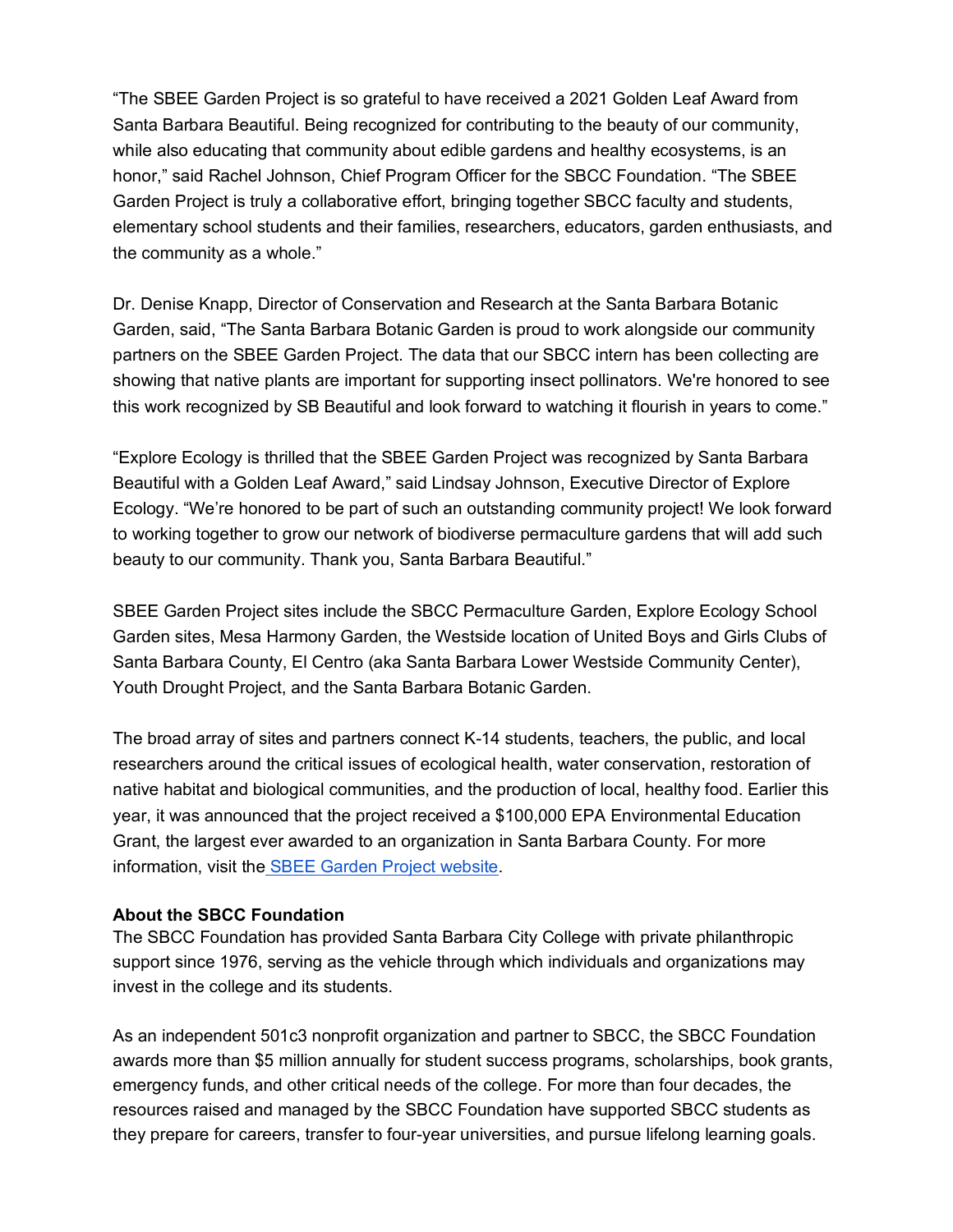"The SBEE Garden Project is so grateful to have received a 2021 Golden Leaf Award from Santa Barbara Beautiful. Being recognized for contributing to the beauty of our community, while also educating that community about edible gardens and healthy ecosystems, is an honor," said Rachel Johnson, Chief Program Officer for the SBCC Foundation. "The SBEE Garden Project is truly a collaborative effort, bringing together SBCC faculty and students, elementary school students and their families, researchers, educators, garden enthusiasts, and the community as a whole."

Dr. Denise Knapp, Director of Conservation and Research at the Santa Barbara Botanic Garden, said, "The Santa Barbara Botanic Garden is proud to work alongside our community partners on the SBEE Garden Project. The data that our SBCC intern has been collecting are showing that native plants are important for supporting insect pollinators. We're honored to see this work recognized by SB Beautiful and look forward to watching it flourish in years to come."

"Explore Ecology is thrilled that the SBEE Garden Project was recognized by Santa Barbara Beautiful with a Golden Leaf Award," said Lindsay Johnson, Executive Director of Explore Ecology. "We're honored to be part of such an outstanding community project! We look forward to working together to grow our network of biodiverse permaculture gardens that will add such beauty to our community. Thank you, Santa Barbara Beautiful."

SBEE Garden Project sites include the SBCC Permaculture Garden, Explore Ecology School Garden sites, Mesa Harmony Garden, the Westside location of United Boys and Girls Clubs of Santa Barbara County, El Centro (aka Santa Barbara Lower Westside Community Center), Youth Drought Project, and the Santa Barbara Botanic Garden.

The broad array of sites and partners connect K-14 students, teachers, the public, and local researchers around the critical issues of ecological health, water conservation, restoration of native habitat and biological communities, and the production of local, healthy food. Earlier this year, it was announced that the project received a $100,000 EPA Environmental Education Grant, the largest ever awarded to an organization in Santa Barbara County. For more information, visit the SBEE Garden Project website.

**About the SBCC Foundation**

The SBCC Foundation has provided Santa Barbara City College with private philanthropic support since 1976, serving as the vehicle through which individuals and organizations may invest in the college and its students.

As an independent 501c3 nonprofit organization and partner to SBCC, the SBCC Foundation awards more than $5 million annually for student success programs, scholarships, book grants, emergency funds, and other critical needs of the college. For more than four decades, the resources raised and managed by the SBCC Foundation have supported SBCC students as they prepare for careers, transfer to four-year universities, and pursue lifelong learning goals.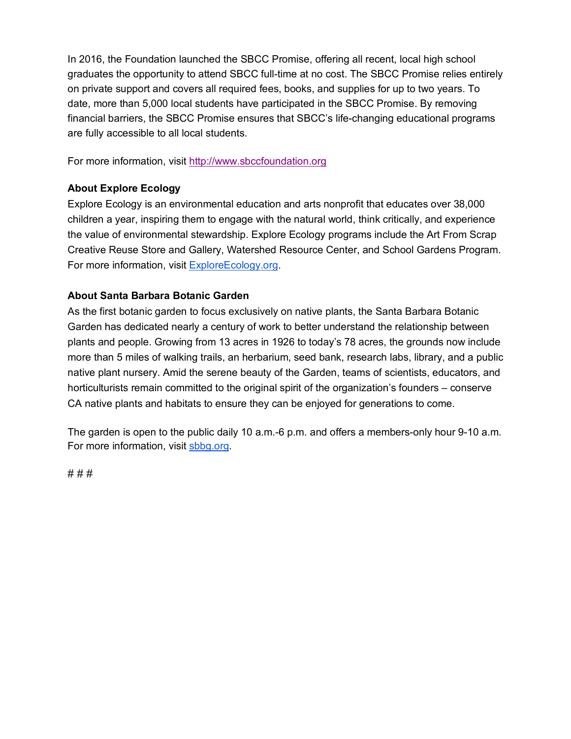In 2016, the Foundation launched the SBCC Promise, offering all recent, local high school graduates the opportunity to attend SBCC full-time at no cost. The SBCC Promise relies entirely on private support and covers all required fees, books, and supplies for up to two years. To date, more than 5,000 local students have participated in the SBCC Promise. By removing financial barriers, the SBCC Promise ensures that SBCC's life-changing educational programs are fully accessible to all local students.

For more information, visit [http://www.sbccfoundation.org](http://www.sbccfoundation.org)

**About Explore Ecology**

Explore Ecology is an environmental education and arts nonprofit that educates over 38,000 children a year, inspiring them to engage with the natural world, think critically, and experience the value of environmental stewardship. Explore Ecology programs include the Art From Scrap Creative Reuse Store and Gallery, Watershed Resource Center, and School Gardens Program. For more information, visit [ExploreEcology.org](ExploreEcology.org).

**About Santa Barbara Botanic Garden**

As the first botanic garden to focus exclusively on native plants, the Santa Barbara Botanic Garden has dedicated nearly a century of work to better understand the relationship between plants and people. Growing from 13 acres in 1926 to today's 78 acres, the grounds now include more than 5 miles of walking trails, an herbarium, seed bank, research labs, library, and a public native plant nursery. Amid the serene beauty of the Garden, teams of scientists, educators, and horticulturists remain committed to the original spirit of the organization's founders – conserve CA native plants and habitats to ensure they can be enjoyed for generations to come.

The garden is open to the public daily 10 a.m.-6 p.m. and offers a members-only hour 9-10 a.m. For more information, visit [sbbg.org](sbbg.org).

# # #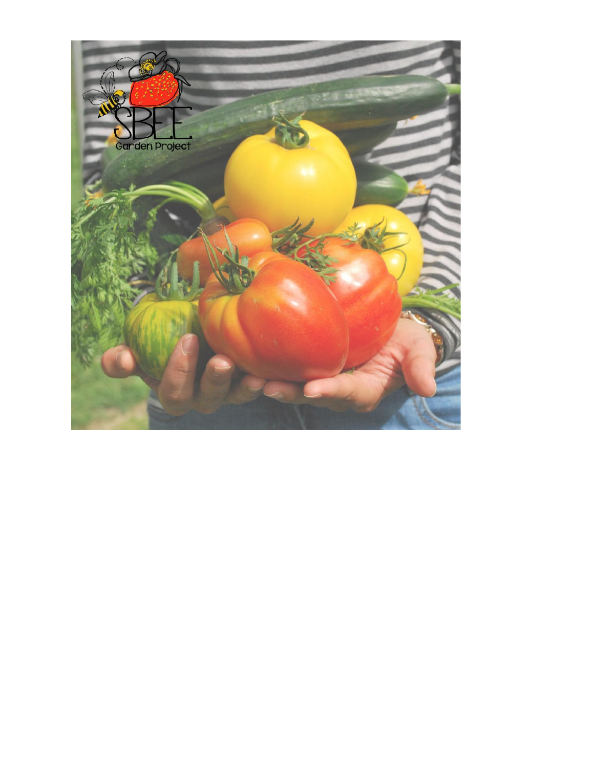SBEE

Garden Project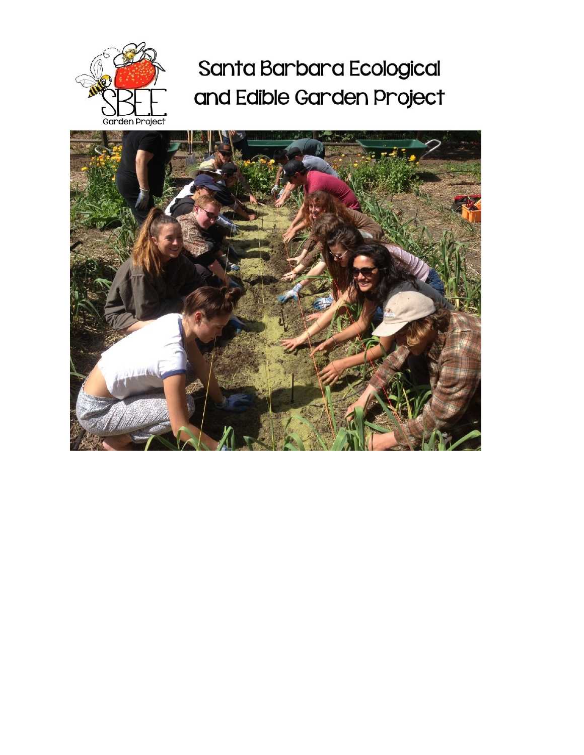# Santa Barbara Ecological and Edible Garden Project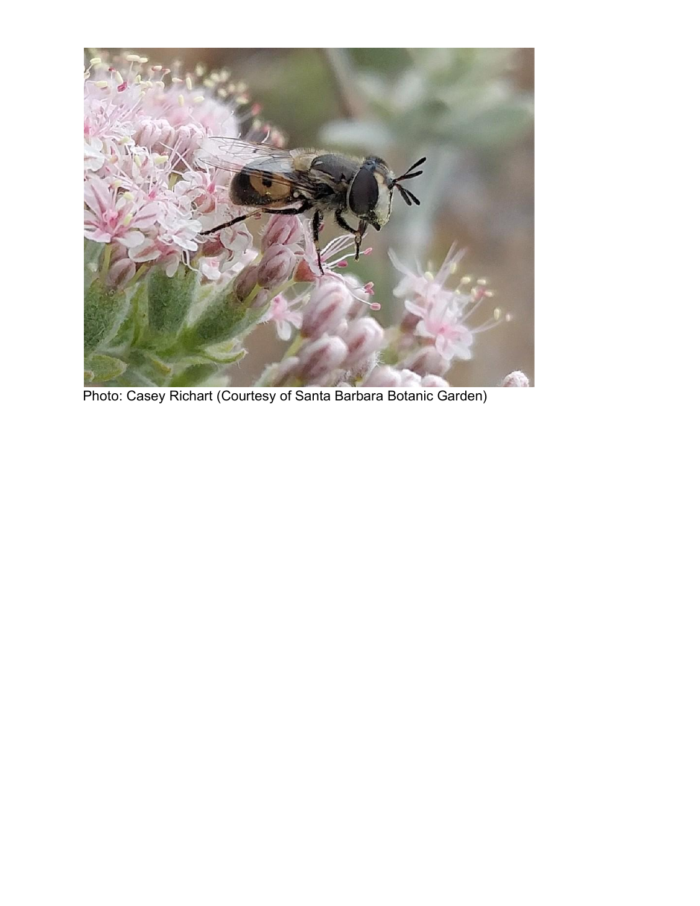Photo: Casey Richart (Courtesy of Santa Barbara Botanic Garden)